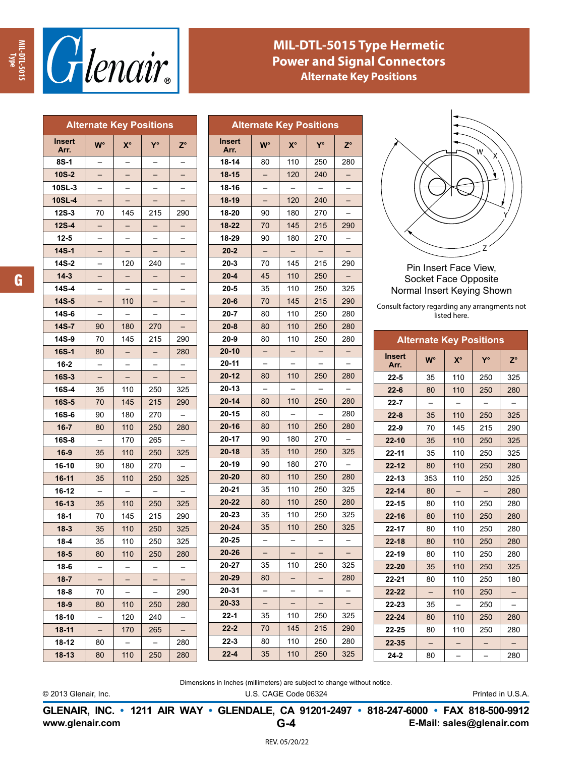# MIL-DTL-5015 Type Hermetic Power and Signal Connectors

## Alternate Key Positions

| Insert Arr. | W° | X° | Y° | Z° |
|---|---|---|---|---|
| 8S-1 | – | – | – | – |
| 10S-2 | – | – | – | – |
| 10SL-3 | – | – | – | – |
| 10SL-4 | – | – | – | – |
| 12S-3 | 70 | 145 | 215 | 290 |
| 12S-4 | – | – | – | – |
| 12-5 | – | – | – | – |
| 14S-1 | – | – | – | – |
| 14S-2 | – | 120 | 240 | – |
| 14-3 | – | – | – | – |
| 14S-4 | – | – | – | – |
| 14S-5 | – | 110 | – | – |
| 14S-6 | – | – | – | – |
| 14S-7 | 90 | 180 | 270 | – |
| 14S-9 | 70 | 145 | 215 | 290 |
| 16S-1 | 80 | – | – | 280 |
| 16-2 | – | – | – | – |
| 16S-3 | – | – | – | – |
| 16S-4 | 35 | 110 | 250 | 325 |
| 16S-5 | 70 | 145 | 215 | 290 |
| 16S-6 | 90 | 180 | 270 | – |
| 16-7 | 80 | 110 | 250 | 280 |
| 16S-8 | – | 170 | 265 | – |
| 16-9 | 35 | 110 | 250 | 325 |
| 16-10 | 90 | 180 | 270 | – |
| 16-11 | 35 | 110 | 250 | 325 |
| 16-12 | – | – | – | – |
| 16-13 | 35 | 110 | 250 | 325 |
| 18-1 | 70 | 145 | 215 | 290 |
| 18-3 | 35 | 110 | 250 | 325 |
| 18-4 | 35 | 110 | 250 | 325 |
| 18-5 | 80 | 110 | 250 | 280 |
| 18-6 | – | – | – | – |
| 18-7 | – | – | – | – |
| 18-8 | 70 | – | – | 290 |
| 18-9 | 80 | 110 | 250 | 280 |
| 18-10 | – | 120 | 240 | – |
| 18-11 | – | 170 | 265 | – |
| 18-12 | 80 | – | – | 280 |
| 18-13 | 80 | 110 | 250 | 280 |

## Alternate Key Positions

| Insert Arr. | W° | X° | Y° | Z° |
|---|---|---|---|---|
| 18-14 | 80 | 110 | 250 | 280 |
| 18-15 | – | 120 | 240 | – |
| 18-16 | – | – | – | – |
| 18-19 | – | 120 | 240 | – |
| 18-20 | 90 | 180 | 270 | – |
| 18-22 | 70 | 145 | 215 | 290 |
| 18-29 | 90 | 180 | 270 | – |
| 20-2 | – | – | – | – |
| 20-3 | 70 | 145 | 215 | 290 |
| 20-4 | 45 | 110 | 250 | – |
| 20-5 | 35 | 110 | 250 | 325 |
| 20-6 | 70 | 145 | 215 | 290 |
| 20-7 | 80 | 110 | 250 | 280 |
| 20-8 | 80 | 110 | 250 | 280 |
| 20-9 | 80 | 110 | 250 | 280 |
| 20-10 | – | – | – | – |
| 20-11 | – | – | – | – |
| 20-12 | 80 | 110 | 250 | 280 |
| 20-13 | – | – | – | – |
| 20-14 | 80 | 110 | 250 | 280 |
| 20-15 | 80 | – | – | 280 |
| 20-16 | 80 | 110 | 250 | 280 |
| 20-17 | 90 | 180 | 270 | – |
| 20-18 | 35 | 110 | 250 | 325 |
| 20-19 | 90 | 180 | 270 | – |
| 20-20 | 80 | 110 | 250 | 280 |
| 20-21 | 35 | 110 | 250 | 325 |
| 20-22 | 80 | 110 | 250 | 280 |
| 20-23 | 35 | 110 | 250 | 325 |
| 20-24 | 35 | 110 | 250 | 325 |
| 20-25 | – | – | – | – |
| 20-26 | – | – | – | – |
| 20-27 | 35 | 110 | 250 | 325 |
| 20-29 | 80 | – | – | 280 |
| 20-31 | – | – | – | – |
| 20-33 | – | – | – | – |
| 22-1 | 35 | 110 | 250 | 325 |
| 22-2 | 70 | 145 | 215 | 290 |
| 22-3 | 80 | 110 | 250 | 280 |
| 22-4 | 35 | 110 | 250 | 325 |

Pin Insert Face View, Socket Face Opposite Normal Insert Keying Shown

Consult factory regarding any arrangements not listed here.

## Alternate Key Positions

| Insert Arr. | W° | X° | Y° | Z° |
|---|---|---|---|---|
| 22-5 | 35 | 110 | 250 | 325 |
| 22-6 | 80 | 110 | 250 | 280 |
| 22-7 | – | – | – | – |
| 22-8 | 35 | 110 | 250 | 325 |
| 22-9 | 70 | 145 | 215 | 290 |
| 22-10 | 35 | 110 | 250 | 325 |
| 22-11 | 35 | 110 | 250 | 325 |
| 22-12 | 80 | 110 | 250 | 280 |
| 22-13 | 353 | 110 | 250 | 325 |
| 22-14 | 80 | – | – | 280 |
| 22-15 | 80 | 110 | 250 | 280 |
| 22-16 | 80 | 110 | 250 | 280 |
| 22-17 | 80 | 110 | 250 | 280 |
| 22-18 | 80 | 110 | 250 | 280 |
| 22-19 | 80 | 110 | 250 | 280 |
| 22-20 | 35 | 110 | 250 | 325 |
| 22-21 | 80 | 110 | 250 | 180 |
| 22-22 | – | 110 | 250 | – |
| 22-23 | 35 | – | 250 | – |
| 22-24 | 80 | 110 | 250 | 280 |
| 22-25 | 80 | 110 | 250 | 280 |
| 22-35 | – | – | – | – |
| 24-2 | 80 | – | – | 280 |

Dimensions in Inches (millimeters) are subject to change without notice.

© 2013 Glenair, Inc. U.S. CAGE Code 06324 Printed in U.S.A.

GLENAIR, INC. • 1211 AIR WAY • GLENDALE, CA 91201-2497 • 818-247-6000 • FAX 818-500-9912
www.glenair.com E-Mail: sales@glenair.com

REV. 05/20/22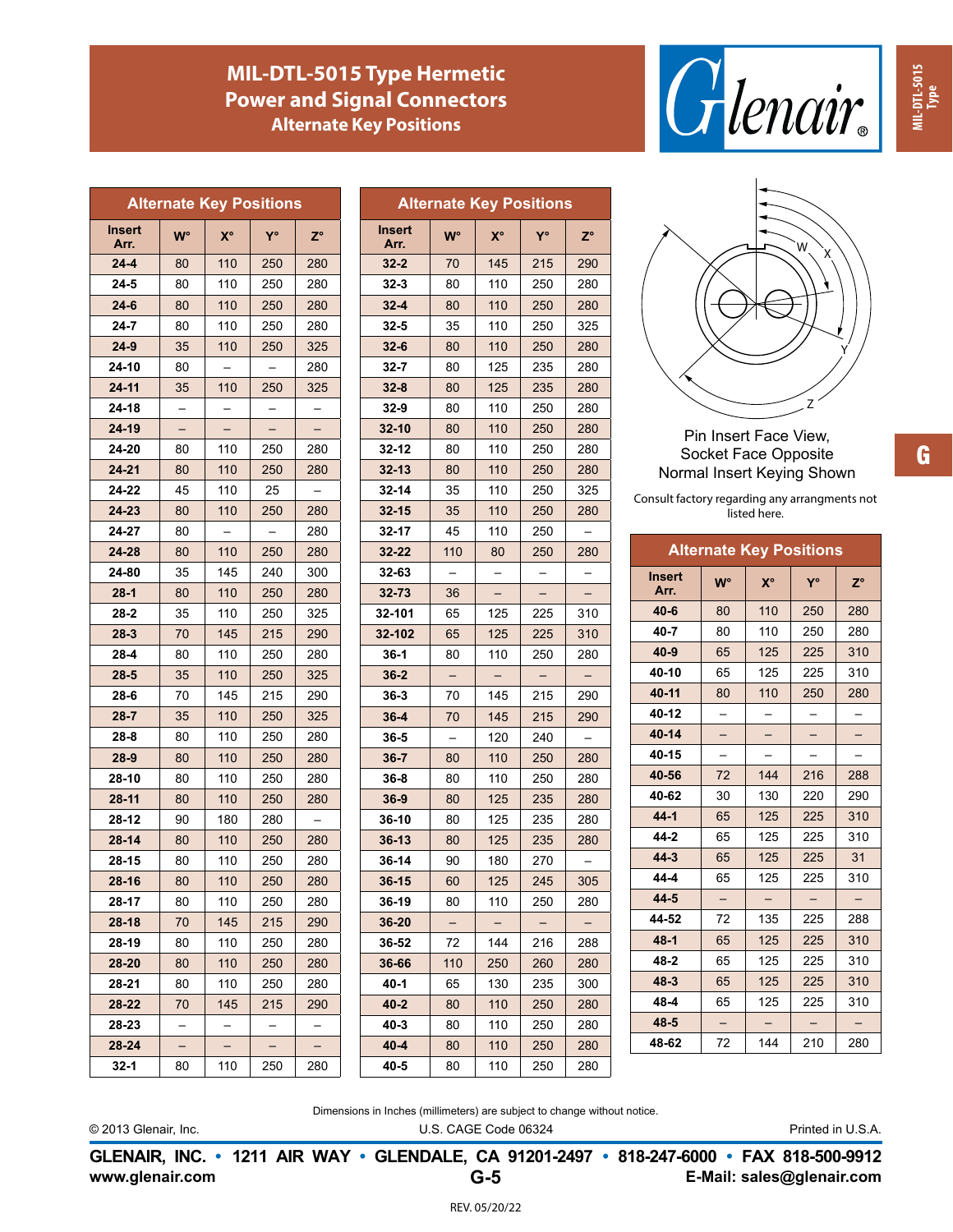# MIL-DTL-5015 Type Hermetic Power and Signal Connectors

## Alternate Key Positions

### Alternate Key Positions

| Insert Arr. | W° | X° | Y° | Z° |
|---|---|---|---|---|
| 24-4 | 80 | 110 | 250 | 280 |
| 24-5 | 80 | 110 | 250 | 280 |
| 24-6 | 80 | 110 | 250 | 280 |
| 24-7 | 80 | 110 | 250 | 280 |
| 24-9 | 35 | 110 | 250 | 325 |
| 24-10 | 80 | – | – | 280 |
| 24-11 | 35 | 110 | 250 | 325 |
| 24-18 | – | – | – | – |
| 24-19 | – | – | – | – |
| 24-20 | 80 | 110 | 250 | 280 |
| 24-21 | 80 | 110 | 250 | 280 |
| 24-22 | 45 | 110 | 25 | – |
| 24-23 | 80 | 110 | 250 | 280 |
| 24-27 | 80 | – | – | 280 |
| 24-28 | 80 | 110 | 250 | 280 |
| 24-80 | 35 | 145 | 240 | 300 |
| 28-1 | 80 | 110 | 250 | 280 |
| 28-2 | 35 | 110 | 250 | 325 |
| 28-3 | 70 | 145 | 215 | 290 |
| 28-4 | 80 | 110 | 250 | 280 |
| 28-5 | 35 | 110 | 250 | 325 |
| 28-6 | 70 | 145 | 215 | 290 |
| 28-7 | 35 | 110 | 250 | 325 |
| 28-8 | 80 | 110 | 250 | 280 |
| 28-9 | 80 | 110 | 250 | 280 |
| 28-10 | 80 | 110 | 250 | 280 |
| 28-11 | 80 | 110 | 250 | 280 |
| 28-12 | 90 | 180 | 280 | – |
| 28-14 | 80 | 110 | 250 | 280 |
| 28-15 | 80 | 110 | 250 | 280 |
| 28-16 | 80 | 110 | 250 | 280 |
| 28-17 | 80 | 110 | 250 | 280 |
| 28-18 | 70 | 145 | 215 | 290 |
| 28-19 | 80 | 110 | 250 | 280 |
| 28-20 | 80 | 110 | 250 | 280 |
| 28-21 | 80 | 110 | 250 | 280 |
| 28-22 | 70 | 145 | 215 | 290 |
| 28-23 | – | – | – | – |
| 28-24 | – | – | – | – |
| 32-1 | 80 | 110 | 250 | 280 |

### Alternate Key Positions

| Insert Arr. | W° | X° | Y° | Z° |
|---|---|---|---|---|
| 32-2 | 70 | 145 | 215 | 290 |
| 32-3 | 80 | 110 | 250 | 280 |
| 32-4 | 80 | 110 | 250 | 280 |
| 32-5 | 35 | 110 | 250 | 325 |
| 32-6 | 80 | 110 | 250 | 280 |
| 32-7 | 80 | 125 | 235 | 280 |
| 32-8 | 80 | 125 | 235 | 280 |
| 32-9 | 80 | 110 | 250 | 280 |
| 32-10 | 80 | 110 | 250 | 280 |
| 32-12 | 80 | 110 | 250 | 280 |
| 32-13 | 80 | 110 | 250 | 280 |
| 32-14 | 35 | 110 | 250 | 325 |
| 32-15 | 35 | 110 | 250 | 280 |
| 32-17 | 45 | 110 | 250 | – |
| 32-22 | 110 | 80 | 250 | 280 |
| 32-63 | – | – | – | – |
| 32-73 | 36 | – | – | – |
| 32-101 | 65 | 125 | 225 | 310 |
| 32-102 | 65 | 125 | 225 | 310 |
| 36-1 | 80 | 110 | 250 | 280 |
| 36-2 | – | – | – | – |
| 36-3 | 70 | 145 | 215 | 290 |
| 36-4 | 70 | 145 | 215 | 290 |
| 36-5 | – | 120 | 240 | – |
| 36-7 | 80 | 110 | 250 | 280 |
| 36-8 | 80 | 110 | 250 | 280 |
| 36-9 | 80 | 125 | 235 | 280 |
| 36-10 | 80 | 125 | 235 | 280 |
| 36-13 | 80 | 125 | 235 | 280 |
| 36-14 | 90 | 180 | 270 | – |
| 36-15 | 60 | 125 | 245 | 305 |
| 36-19 | 80 | 110 | 250 | 280 |
| 36-20 | – | – | – | – |
| 36-52 | 72 | 144 | 216 | 288 |
| 36-66 | 110 | 250 | 260 | 280 |
| 40-1 | 65 | 130 | 235 | 300 |
| 40-2 | 80 | 110 | 250 | 280 |
| 40-3 | 80 | 110 | 250 | 280 |
| 40-4 | 80 | 110 | 250 | 280 |
| 40-5 | 80 | 110 | 250 | 280 |

W X Y Z

Pin Insert Face View, Socket Face Opposite Normal Insert Keying Shown

Consult factory regarding any arrangements not listed here.

### Alternate Key Positions

| Insert Arr. | W° | X° | Y° | Z° |
|---|---|---|---|---|
| 40-6 | 80 | 110 | 250 | 280 |
| 40-7 | 80 | 110 | 250 | 280 |
| 40-9 | 65 | 125 | 225 | 310 |
| 40-10 | 65 | 125 | 225 | 310 |
| 40-11 | 80 | 110 | 250 | 280 |
| 40-12 | – | – | – | – |
| 40-14 | – | – | – | – |
| 40-15 | – | – | – | – |
| 40-56 | 72 | 144 | 216 | 288 |
| 40-62 | 30 | 130 | 220 | 290 |
| 44-1 | 65 | 125 | 225 | 310 |
| 44-2 | 65 | 125 | 225 | 310 |
| 44-3 | 65 | 125 | 225 | 31 |
| 44-4 | 65 | 125 | 225 | 310 |
| 44-5 | – | – | – | – |
| 44-52 | 72 | 135 | 225 | 288 |
| 48-1 | 65 | 125 | 225 | 310 |
| 48-2 | 65 | 125 | 225 | 310 |
| 48-3 | 65 | 125 | 225 | 310 |
| 48-4 | 65 | 125 | 225 | 310 |
| 48-5 | – | – | – | – |
| 48-62 | 72 | 144 | 210 | 280 |

Dimensions in Inches (millimeters) are subject to change without notice.

© 2013 Glenair, Inc. U.S. CAGE Code 06324 Printed in U.S.A.

**GLENAIR, INC. • 1211 AIR WAY • GLENDALE, CA 91201-2497 • 818-247-6000 • FAX 818-500-9912**
**www.glenair.com** **E-Mail: sales@glenair.com**

REV. 05/20/22